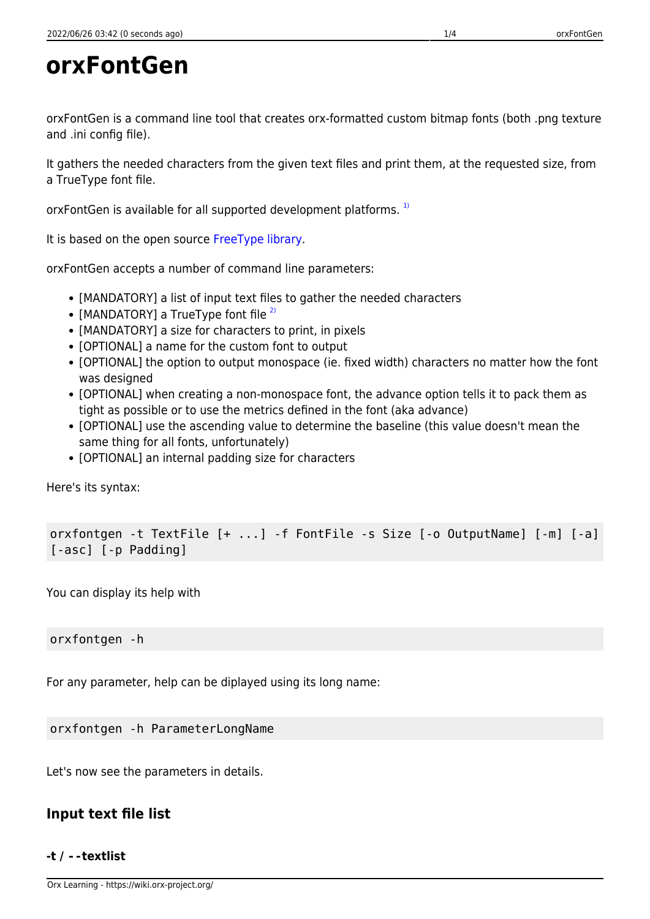# orxFontGen

orxFontGen is a command line tool that creates orx-formatted custom bitmap fonts (both .png texture and .ini config file).

It gathers the needed characters from the given text files and print them, at the requested size, from a TrueType font file.

orxFontGen is available for all supported development platforms. [1)]

It is based on the open source FreeType library.

orxFontGen accepts a number of command line parameters:

- [MANDATORY] a list of input text files to gather the needed characters
- [MANDATORY] a TrueType font file [2)]
- [MANDATORY] a size for characters to print, in pixels
- [OPTIONAL] a name for the custom font to output
- [OPTIONAL] the option to output monospace (ie. fixed width) characters no matter how the font was designed
- [OPTIONAL] when creating a non-monospace font, the advance option tells it to pack them as tight as possible or to use the metrics defined in the font (aka advance)
- [OPTIONAL] use the ascending value to determine the baseline (this value doesn't mean the same thing for all fonts, unfortunately)
- [OPTIONAL] an internal padding size for characters

Here's its syntax:

```
orxfontgen -t TextFile [+ ...] -f FontFile -s Size [-o OutputName] [-m] [-a] [-asc] [-p Padding]
```

You can display its help with

```
orxfontgen -h
```

For any parameter, help can be diplayed using its long name:

```
orxfontgen -h ParameterLongName
```

Let's now see the parameters in details.

## Input text file list

#### -t / --textlist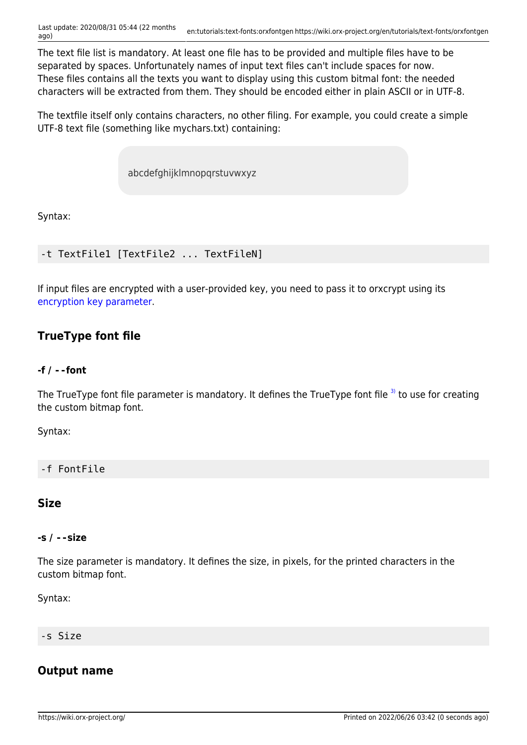The text file list is mandatory. At least one file has to be provided and multiple files have to be separated by spaces. Unfortunately names of input text files can't include spaces for now. These files contains all the texts you want to display using this custom bitmal font: the needed characters will be extracted from them. They should be encoded either in plain ASCII or in UTF-8.

The textfile itself only contains characters, no other filing. For example, you could create a simple UTF-8 text file (something like mychars.txt) containing:

```
abcdefghijklmnopqrstuvwxyz
```

Syntax:

```
-t TextFile1 [TextFile2 ... TextFileN]
```

If input files are encrypted with a user-provided key, you need to pass it to orxcrypt using its encryption key parameter.

### TrueType font file

#### -f / --font

The TrueType font file parameter is mandatory. It defines the TrueType font file [3] to use for creating the custom bitmap font.

Syntax:

```
-f FontFile
```

### Size

#### -s / --size

The size parameter is mandatory. It defines the size, in pixels, for the printed characters in the custom bitmap font.

Syntax:

```
-s Size
```

### Output name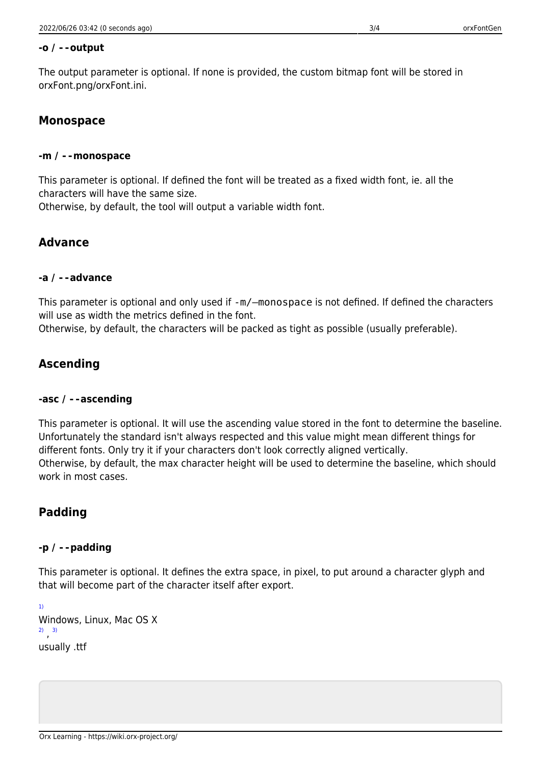#### -o / --output

The output parameter is optional. If none is provided, the custom bitmap font will be stored in orxFont.png/orxFont.ini.

### Monospace

#### -m / --monospace

This parameter is optional. If defined the font will be treated as a fixed width font, ie. all the characters will have the same size.
Otherwise, by default, the tool will output a variable width font.

### Advance

#### -a / --advance

This parameter is optional and only used if `-m/–monospace` is not defined. If defined the characters will use as width the metrics defined in the font.
Otherwise, by default, the characters will be packed as tight as possible (usually preferable).

### Ascending

#### -asc / --ascending

This parameter is optional. It will use the ascending value stored in the font to determine the baseline. Unfortunately the standard isn't always respected and this value might mean different things for different fonts. Only try it if your characters don't look correctly aligned vertically.
Otherwise, by default, the max character height will be used to determine the baseline, which should work in most cases.

### Padding

#### -p / --padding

This parameter is optional. It defines the extra space, in pixel, to put around a character glyph and that will become part of the character itself after export.

[1] Windows, Linux, Mac OS X

[2], [3] usually .ttf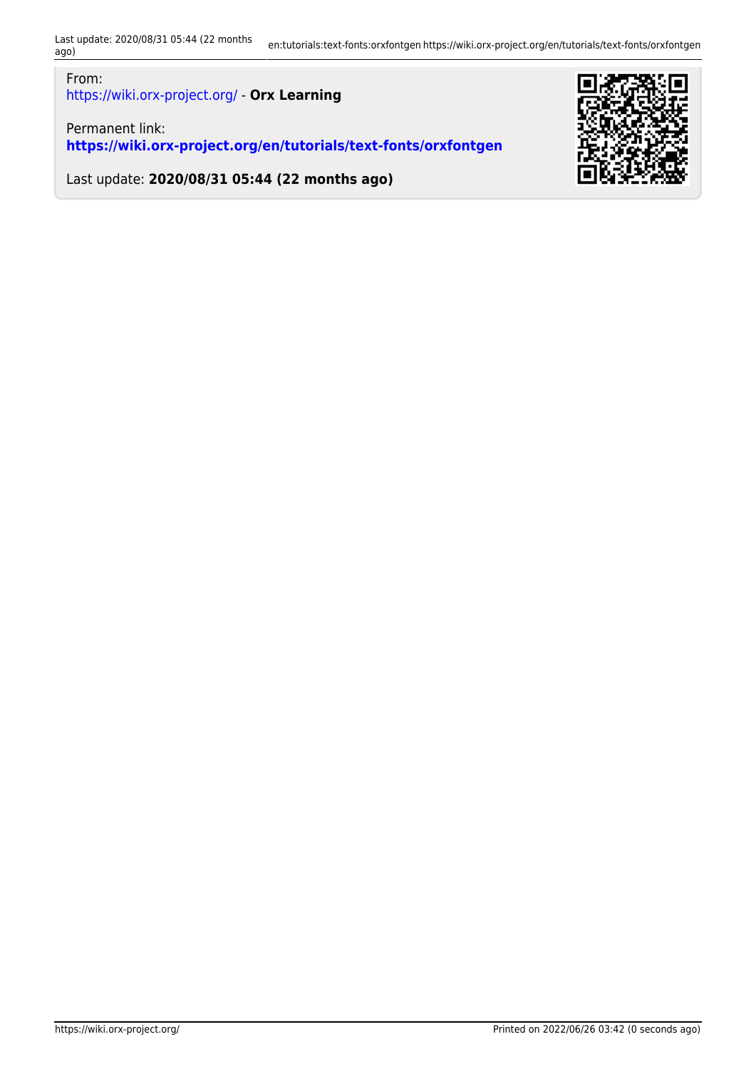From:
https://wiki.orx-project.org/ - **Orx Learning**

Permanent link:
**https://wiki.orx-project.org/en/tutorials/text-fonts/orxfontgen**

Last update: **2020/08/31 05:44 (22 months ago)**